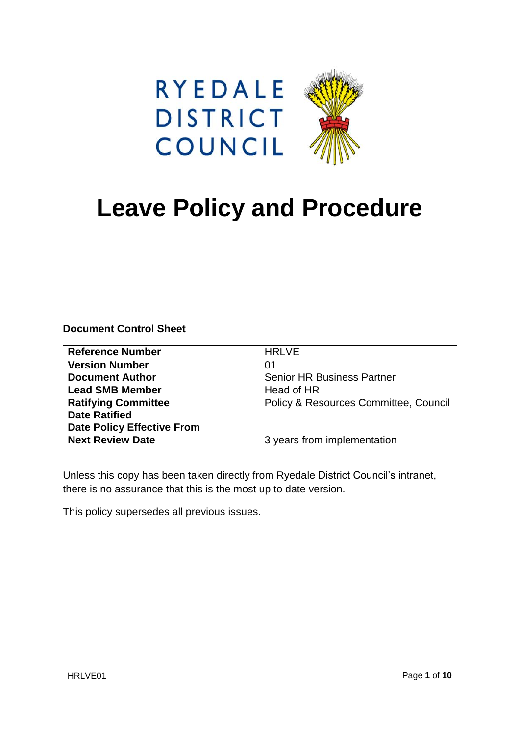RYEDALE DISTRICT COUNCIL

# Leave Policy and Procedure

**Document Control Sheet**

| | |
|---|---|
| **Reference Number** | HRLVE |
| **Version Number** | 01 |
| **Document Author** | Senior HR Business Partner |
| **Lead SMB Member** | Head of HR |
| **Ratifying Committee** | Policy & Resources Committee, Council |
| **Date Ratified** | |
| **Date Policy Effective From** | |
| **Next Review Date** | 3 years from implementation |

Unless this copy has been taken directly from Ryedale District Council's intranet, there is no assurance that this is the most up to date version.

This policy supersedes all previous issues.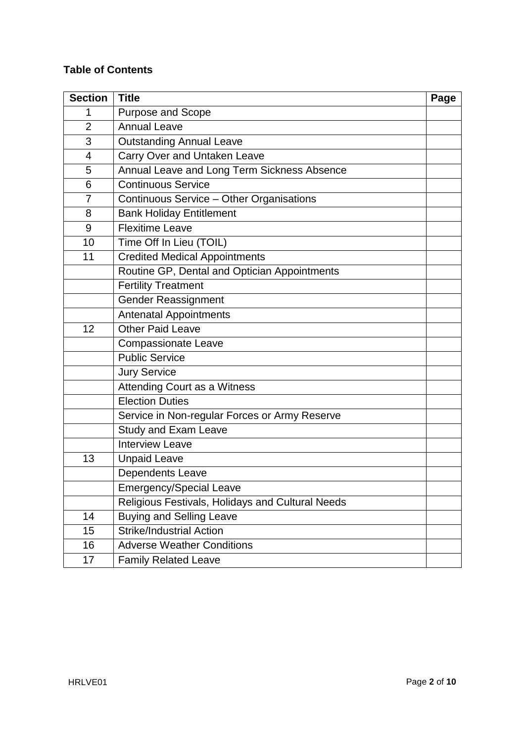**Table of Contents**

| Section | Title | Page |
|---|---|---|
| 1 | Purpose and Scope | |
| 2 | Annual Leave | |
| 3 | Outstanding Annual Leave | |
| 4 | Carry Over and Untaken Leave | |
| 5 | Annual Leave and Long Term Sickness Absence | |
| 6 | Continuous Service | |
| 7 | Continuous Service – Other Organisations | |
| 8 | Bank Holiday Entitlement | |
| 9 | Flexitime Leave | |
| 10 | Time Off In Lieu (TOIL) | |
| 11 | Credited Medical Appointments | |
| | Routine GP, Dental and Optician Appointments | |
| | Fertility Treatment | |
| | Gender Reassignment | |
| | Antenatal Appointments | |
| 12 | Other Paid Leave | |
| | Compassionate Leave | |
| | Public Service | |
| | Jury Service | |
| | Attending Court as a Witness | |
| | Election Duties | |
| | Service in Non-regular Forces or Army Reserve | |
| | Study and Exam Leave | |
| | Interview Leave | |
| 13 | Unpaid Leave | |
| | Dependents Leave | |
| | Emergency/Special Leave | |
| | Religious Festivals, Holidays and Cultural Needs | |
| 14 | Buying and Selling Leave | |
| 15 | Strike/Industrial Action | |
| 16 | Adverse Weather Conditions | |
| 17 | Family Related Leave | |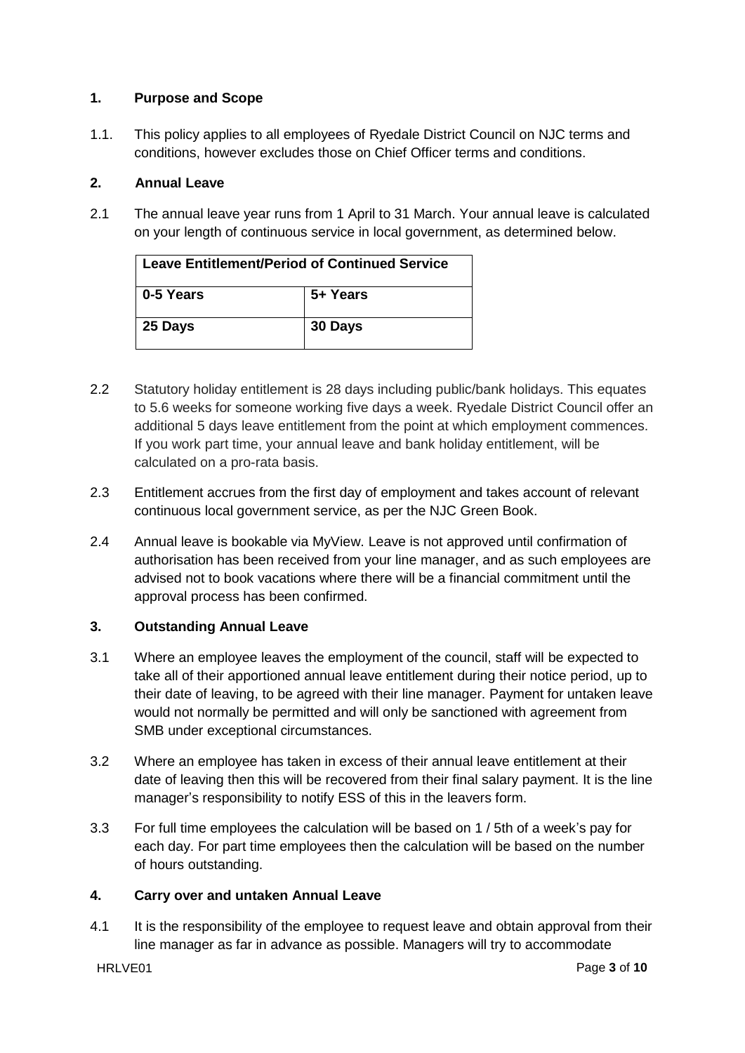## 1. Purpose and Scope

1.1. This policy applies to all employees of Ryedale District Council on NJC terms and conditions, however excludes those on Chief Officer terms and conditions.

## 2. Annual Leave

2.1 The annual leave year runs from 1 April to 31 March. Your annual leave is calculated on your length of continuous service in local government, as determined below.

| **Leave Entitlement/Period of Continued Service** | |
|---|---|
| **0-5 Years** | **5+ Years** |
| **25 Days** | **30 Days** |

2.2 Statutory holiday entitlement is 28 days including public/bank holidays. This equates to 5.6 weeks for someone working five days a week. Ryedale District Council offer an additional 5 days leave entitlement from the point at which employment commences. If you work part time, your annual leave and bank holiday entitlement, will be calculated on a pro-rata basis.

2.3 Entitlement accrues from the first day of employment and takes account of relevant continuous local government service, as per the NJC Green Book.

2.4 Annual leave is bookable via MyView. Leave is not approved until confirmation of authorisation has been received from your line manager, and as such employees are advised not to book vacations where there will be a financial commitment until the approval process has been confirmed.

## 3. Outstanding Annual Leave

3.1 Where an employee leaves the employment of the council, staff will be expected to take all of their apportioned annual leave entitlement during their notice period, up to their date of leaving, to be agreed with their line manager. Payment for untaken leave would not normally be permitted and will only be sanctioned with agreement from SMB under exceptional circumstances.

3.2 Where an employee has taken in excess of their annual leave entitlement at their date of leaving then this will be recovered from their final salary payment. It is the line manager's responsibility to notify ESS of this in the leavers form.

3.3 For full time employees the calculation will be based on 1 / 5th of a week's pay for each day. For part time employees then the calculation will be based on the number of hours outstanding.

## 4. Carry over and untaken Annual Leave

4.1 It is the responsibility of the employee to request leave and obtain approval from their line manager as far in advance as possible. Managers will try to accommodate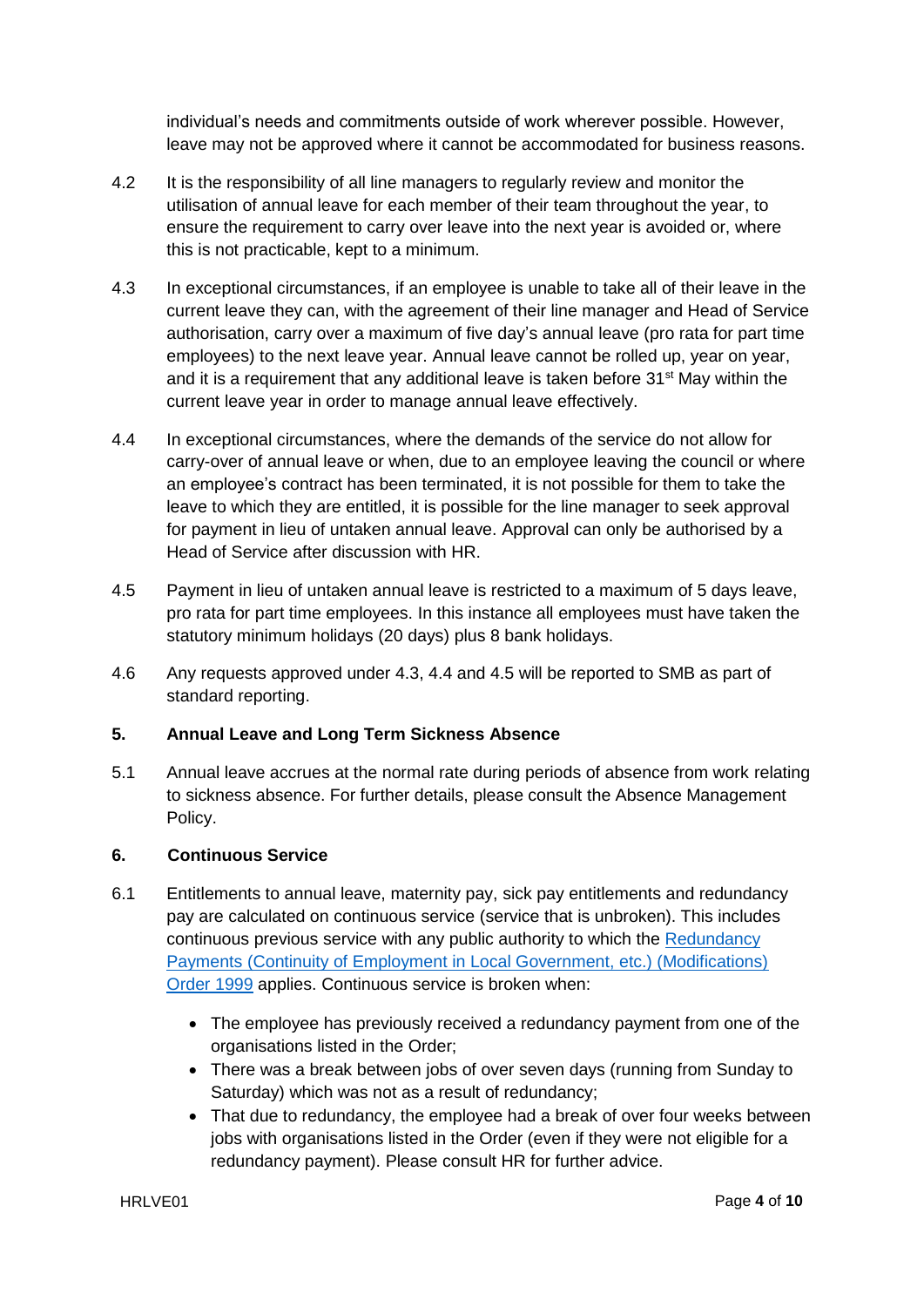individual's needs and commitments outside of work wherever possible. However, leave may not be approved where it cannot be accommodated for business reasons.

4.2 It is the responsibility of all line managers to regularly review and monitor the utilisation of annual leave for each member of their team throughout the year, to ensure the requirement to carry over leave into the next year is avoided or, where this is not practicable, kept to a minimum.

4.3 In exceptional circumstances, if an employee is unable to take all of their leave in the current leave they can, with the agreement of their line manager and Head of Service authorisation, carry over a maximum of five day's annual leave (pro rata for part time employees) to the next leave year. Annual leave cannot be rolled up, year on year, and it is a requirement that any additional leave is taken before 31st May within the current leave year in order to manage annual leave effectively.

4.4 In exceptional circumstances, where the demands of the service do not allow for carry-over of annual leave or when, due to an employee leaving the council or where an employee's contract has been terminated, it is not possible for them to take the leave to which they are entitled, it is possible for the line manager to seek approval for payment in lieu of untaken annual leave. Approval can only be authorised by a Head of Service after discussion with HR.

4.5 Payment in lieu of untaken annual leave is restricted to a maximum of 5 days leave, pro rata for part time employees. In this instance all employees must have taken the statutory minimum holidays (20 days) plus 8 bank holidays.

4.6 Any requests approved under 4.3, 4.4 and 4.5 will be reported to SMB as part of standard reporting.

## 5. Annual Leave and Long Term Sickness Absence

5.1 Annual leave accrues at the normal rate during periods of absence from work relating to sickness absence. For further details, please consult the Absence Management Policy.

## 6. Continuous Service

6.1 Entitlements to annual leave, maternity pay, sick pay entitlements and redundancy pay are calculated on continuous service (service that is unbroken). This includes continuous previous service with any public authority to which the Redundancy Payments (Continuity of Employment in Local Government, etc.) (Modifications) Order 1999 applies. Continuous service is broken when:

- The employee has previously received a redundancy payment from one of the organisations listed in the Order;
- There was a break between jobs of over seven days (running from Sunday to Saturday) which was not as a result of redundancy;
- That due to redundancy, the employee had a break of over four weeks between jobs with organisations listed in the Order (even if they were not eligible for a redundancy payment). Please consult HR for further advice.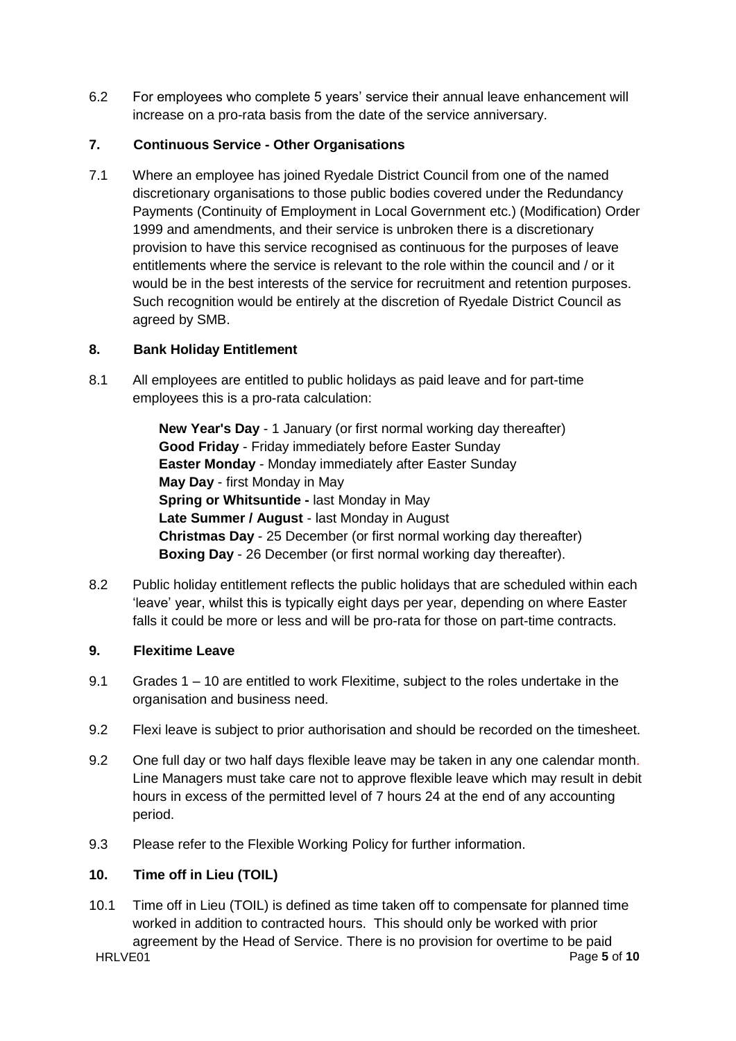6.2 For employees who complete 5 years' service their annual leave enhancement will increase on a pro-rata basis from the date of the service anniversary.

## 7. Continuous Service - Other Organisations

7.1 Where an employee has joined Ryedale District Council from one of the named discretionary organisations to those public bodies covered under the Redundancy Payments (Continuity of Employment in Local Government etc.) (Modification) Order 1999 and amendments, and their service is unbroken there is a discretionary provision to have this service recognised as continuous for the purposes of leave entitlements where the service is relevant to the role within the council and / or it would be in the best interests of the service for recruitment and retention purposes. Such recognition would be entirely at the discretion of Ryedale District Council as agreed by SMB.

## 8. Bank Holiday Entitlement

8.1 All employees are entitled to public holidays as paid leave and for part-time employees this is a pro-rata calculation:

**New Year's Day** - 1 January (or first normal working day thereafter)
**Good Friday** - Friday immediately before Easter Sunday
**Easter Monday** - Monday immediately after Easter Sunday
**May Day** - first Monday in May
**Spring or Whitsuntide -** last Monday in May
**Late Summer / August** - last Monday in August
**Christmas Day** - 25 December (or first normal working day thereafter)
**Boxing Day** - 26 December (or first normal working day thereafter).

8.2 Public holiday entitlement reflects the public holidays that are scheduled within each 'leave' year, whilst this is typically eight days per year, depending on where Easter falls it could be more or less and will be pro-rata for those on part-time contracts.

## 9. Flexitime Leave

9.1 Grades 1 – 10 are entitled to work Flexitime, subject to the roles undertake in the organisation and business need.

9.2 Flexi leave is subject to prior authorisation and should be recorded on the timesheet.

9.2 One full day or two half days flexible leave may be taken in any one calendar month. Line Managers must take care not to approve flexible leave which may result in debit hours in excess of the permitted level of 7 hours 24 at the end of any accounting period.

9.3 Please refer to the Flexible Working Policy for further information.

## 10. Time off in Lieu (TOIL)

10.1 Time off in Lieu (TOIL) is defined as time taken off to compensate for planned time worked in addition to contracted hours. This should only be worked with prior agreement by the Head of Service. There is no provision for overtime to be paid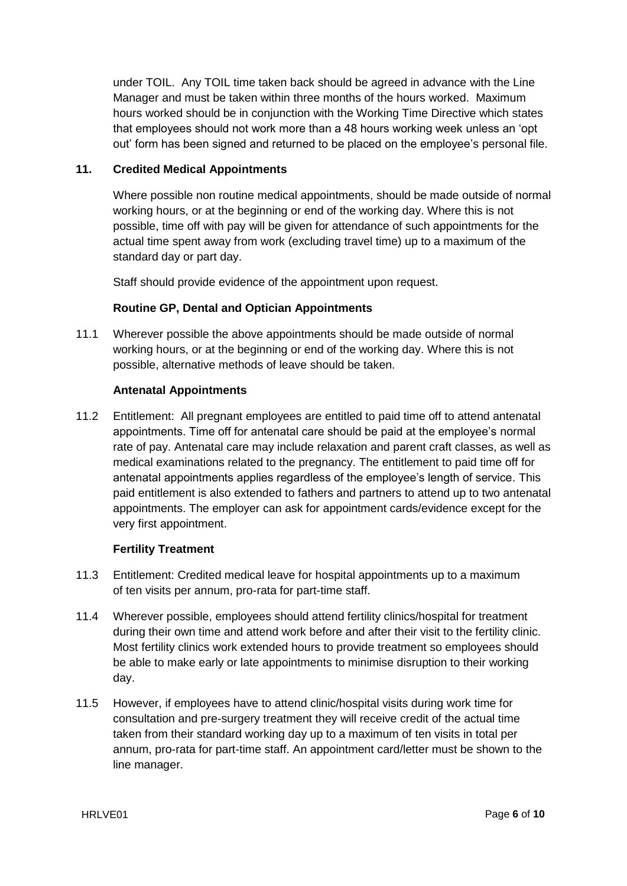under TOIL. Any TOIL time taken back should be agreed in advance with the Line Manager and must be taken within three months of the hours worked. Maximum hours worked should be in conjunction with the Working Time Directive which states that employees should not work more than a 48 hours working week unless an 'opt out' form has been signed and returned to be placed on the employee's personal file.

## 11. Credited Medical Appointments

Where possible non routine medical appointments, should be made outside of normal working hours, or at the beginning or end of the working day. Where this is not possible, time off with pay will be given for attendance of such appointments for the actual time spent away from work (excluding travel time) up to a maximum of the standard day or part day.

Staff should provide evidence of the appointment upon request.

### Routine GP, Dental and Optician Appointments

11.1 Wherever possible the above appointments should be made outside of normal working hours, or at the beginning or end of the working day. Where this is not possible, alternative methods of leave should be taken.

### Antenatal Appointments

11.2 Entitlement: All pregnant employees are entitled to paid time off to attend antenatal appointments. Time off for antenatal care should be paid at the employee's normal rate of pay. Antenatal care may include relaxation and parent craft classes, as well as medical examinations related to the pregnancy. The entitlement to paid time off for antenatal appointments applies regardless of the employee's length of service. This paid entitlement is also extended to fathers and partners to attend up to two antenatal appointments. The employer can ask for appointment cards/evidence except for the very first appointment.

### Fertility Treatment

11.3 Entitlement: Credited medical leave for hospital appointments up to a maximum of ten visits per annum, pro-rata for part-time staff.

11.4 Wherever possible, employees should attend fertility clinics/hospital for treatment during their own time and attend work before and after their visit to the fertility clinic. Most fertility clinics work extended hours to provide treatment so employees should be able to make early or late appointments to minimise disruption to their working day.

11.5 However, if employees have to attend clinic/hospital visits during work time for consultation and pre-surgery treatment they will receive credit of the actual time taken from their standard working day up to a maximum of ten visits in total per annum, pro-rata for part-time staff. An appointment card/letter must be shown to the line manager.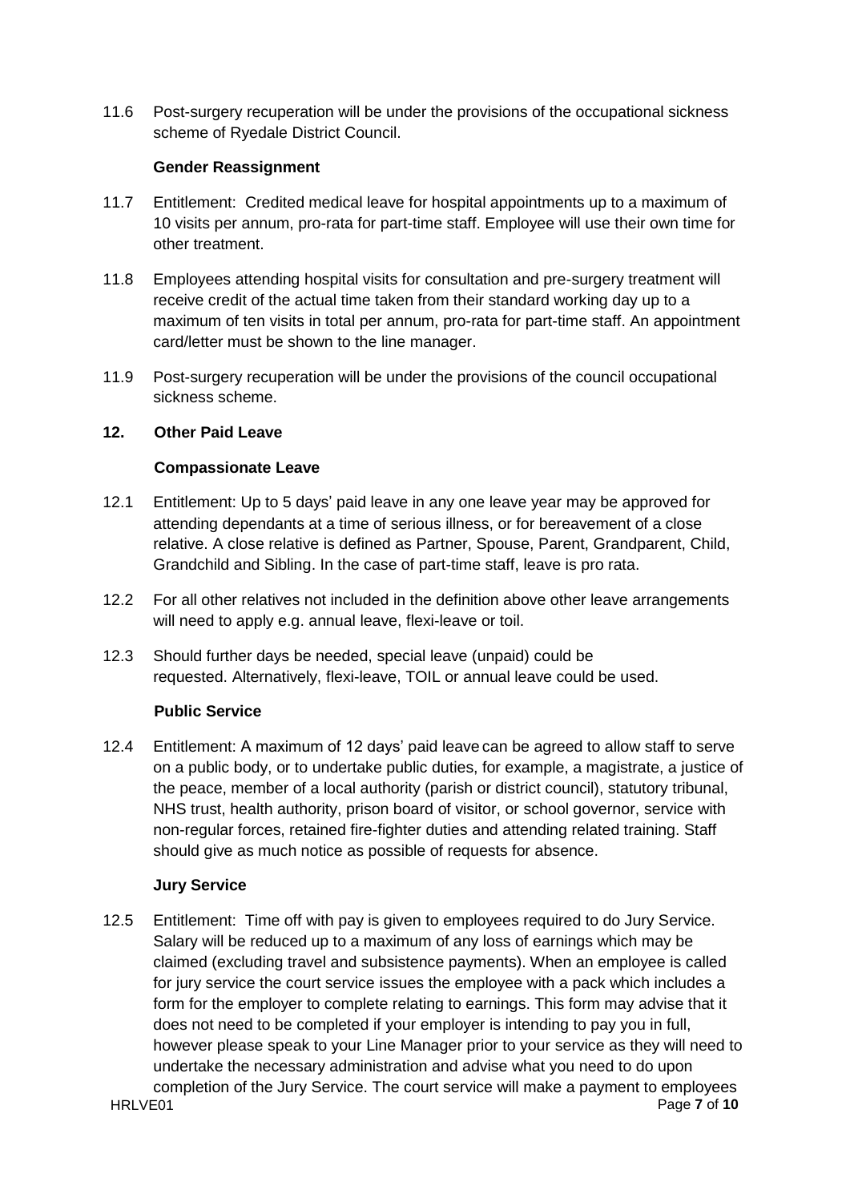11.6 Post-surgery recuperation will be under the provisions of the occupational sickness scheme of Ryedale District Council.

**Gender Reassignment**

11.7 Entitlement: Credited medical leave for hospital appointments up to a maximum of 10 visits per annum, pro-rata for part-time staff. Employee will use their own time for other treatment.

11.8 Employees attending hospital visits for consultation and pre-surgery treatment will receive credit of the actual time taken from their standard working day up to a maximum of ten visits in total per annum, pro-rata for part-time staff. An appointment card/letter must be shown to the line manager.

11.9 Post-surgery recuperation will be under the provisions of the council occupational sickness scheme.

## 12. Other Paid Leave

**Compassionate Leave**

12.1 Entitlement: Up to 5 days' paid leave in any one leave year may be approved for attending dependants at a time of serious illness, or for bereavement of a close relative. A close relative is defined as Partner, Spouse, Parent, Grandparent, Child, Grandchild and Sibling. In the case of part-time staff, leave is pro rata.

12.2 For all other relatives not included in the definition above other leave arrangements will need to apply e.g. annual leave, flexi-leave or toil.

12.3 Should further days be needed, special leave (unpaid) could be requested. Alternatively, flexi-leave, TOIL or annual leave could be used.

**Public Service**

12.4 Entitlement: A maximum of 12 days' paid leave can be agreed to allow staff to serve on a public body, or to undertake public duties, for example, a magistrate, a justice of the peace, member of a local authority (parish or district council), statutory tribunal, NHS trust, health authority, prison board of visitor, or school governor, service with non-regular forces, retained fire-fighter duties and attending related training. Staff should give as much notice as possible of requests for absence.

**Jury Service**

12.5 Entitlement: Time off with pay is given to employees required to do Jury Service. Salary will be reduced up to a maximum of any loss of earnings which may be claimed (excluding travel and subsistence payments). When an employee is called for jury service the court service issues the employee with a pack which includes a form for the employer to complete relating to earnings. This form may advise that it does not need to be completed if your employer is intending to pay you in full, however please speak to your Line Manager prior to your service as they will need to undertake the necessary administration and advise what you need to do upon completion of the Jury Service. The court service will make a payment to employees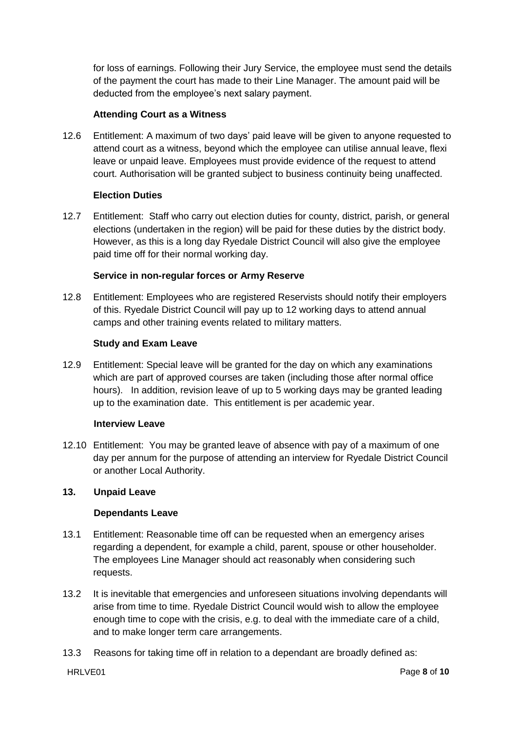for loss of earnings. Following their Jury Service, the employee must send the details of the payment the court has made to their Line Manager. The amount paid will be deducted from the employee's next salary payment.

**Attending Court as a Witness**

12.6 Entitlement: A maximum of two days' paid leave will be given to anyone requested to attend court as a witness, beyond which the employee can utilise annual leave, flexi leave or unpaid leave. Employees must provide evidence of the request to attend court. Authorisation will be granted subject to business continuity being unaffected.

**Election Duties**

12.7 Entitlement: Staff who carry out election duties for county, district, parish, or general elections (undertaken in the region) will be paid for these duties by the district body. However, as this is a long day Ryedale District Council will also give the employee paid time off for their normal working day.

**Service in non-regular forces or Army Reserve**

12.8 Entitlement: Employees who are registered Reservists should notify their employers of this. Ryedale District Council will pay up to 12 working days to attend annual camps and other training events related to military matters.

**Study and Exam Leave**

12.9 Entitlement: Special leave will be granted for the day on which any examinations which are part of approved courses are taken (including those after normal office hours). In addition, revision leave of up to 5 working days may be granted leading up to the examination date. This entitlement is per academic year.

**Interview Leave**

12.10 Entitlement: You may be granted leave of absence with pay of a maximum of one day per annum for the purpose of attending an interview for Ryedale District Council or another Local Authority.

## 13. Unpaid Leave

**Dependants Leave**

13.1 Entitlement: Reasonable time off can be requested when an emergency arises regarding a dependent, for example a child, parent, spouse or other householder. The employees Line Manager should act reasonably when considering such requests.

13.2 It is inevitable that emergencies and unforeseen situations involving dependants will arise from time to time. Ryedale District Council would wish to allow the employee enough time to cope with the crisis, e.g. to deal with the immediate care of a child, and to make longer term care arrangements.

13.3 Reasons for taking time off in relation to a dependant are broadly defined as: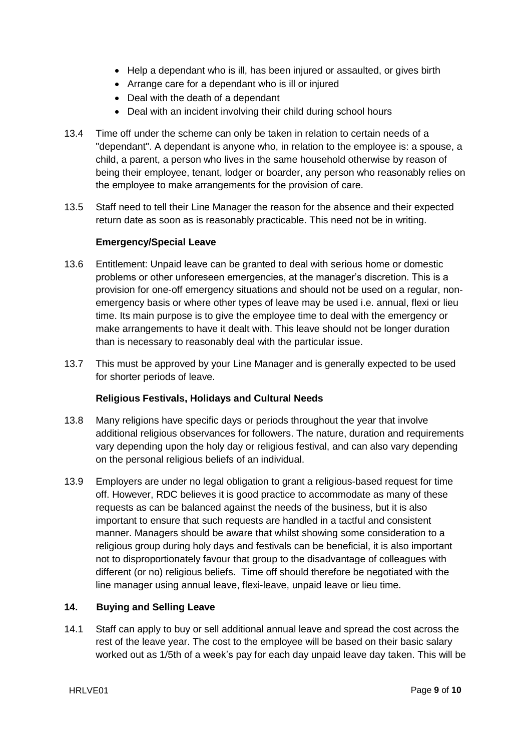- Help a dependant who is ill, has been injured or assaulted, or gives birth
- Arrange care for a dependant who is ill or injured
- Deal with the death of a dependant
- Deal with an incident involving their child during school hours

13.4 Time off under the scheme can only be taken in relation to certain needs of a "dependant". A dependant is anyone who, in relation to the employee is: a spouse, a child, a parent, a person who lives in the same household otherwise by reason of being their employee, tenant, lodger or boarder, any person who reasonably relies on the employee to make arrangements for the provision of care.

13.5 Staff need to tell their Line Manager the reason for the absence and their expected return date as soon as is reasonably practicable. This need not be in writing.

**Emergency/Special Leave**

13.6 Entitlement: Unpaid leave can be granted to deal with serious home or domestic problems or other unforeseen emergencies, at the manager's discretion. This is a provision for one-off emergency situations and should not be used on a regular, non-emergency basis or where other types of leave may be used i.e. annual, flexi or lieu time. Its main purpose is to give the employee time to deal with the emergency or make arrangements to have it dealt with. This leave should not be longer duration than is necessary to reasonably deal with the particular issue.

13.7 This must be approved by your Line Manager and is generally expected to be used for shorter periods of leave.

**Religious Festivals, Holidays and Cultural Needs**

13.8 Many religions have specific days or periods throughout the year that involve additional religious observances for followers. The nature, duration and requirements vary depending upon the holy day or religious festival, and can also vary depending on the personal religious beliefs of an individual.

13.9 Employers are under no legal obligation to grant a religious-based request for time off. However, RDC believes it is good practice to accommodate as many of these requests as can be balanced against the needs of the business, but it is also important to ensure that such requests are handled in a tactful and consistent manner. Managers should be aware that whilst showing some consideration to a religious group during holy days and festivals can be beneficial, it is also important not to disproportionately favour that group to the disadvantage of colleagues with different (or no) religious beliefs. Time off should therefore be negotiated with the line manager using annual leave, flexi-leave, unpaid leave or lieu time.

## 14. Buying and Selling Leave

14.1 Staff can apply to buy or sell additional annual leave and spread the cost across the rest of the leave year. The cost to the employee will be based on their basic salary worked out as 1/5th of a week's pay for each day unpaid leave day taken. This will be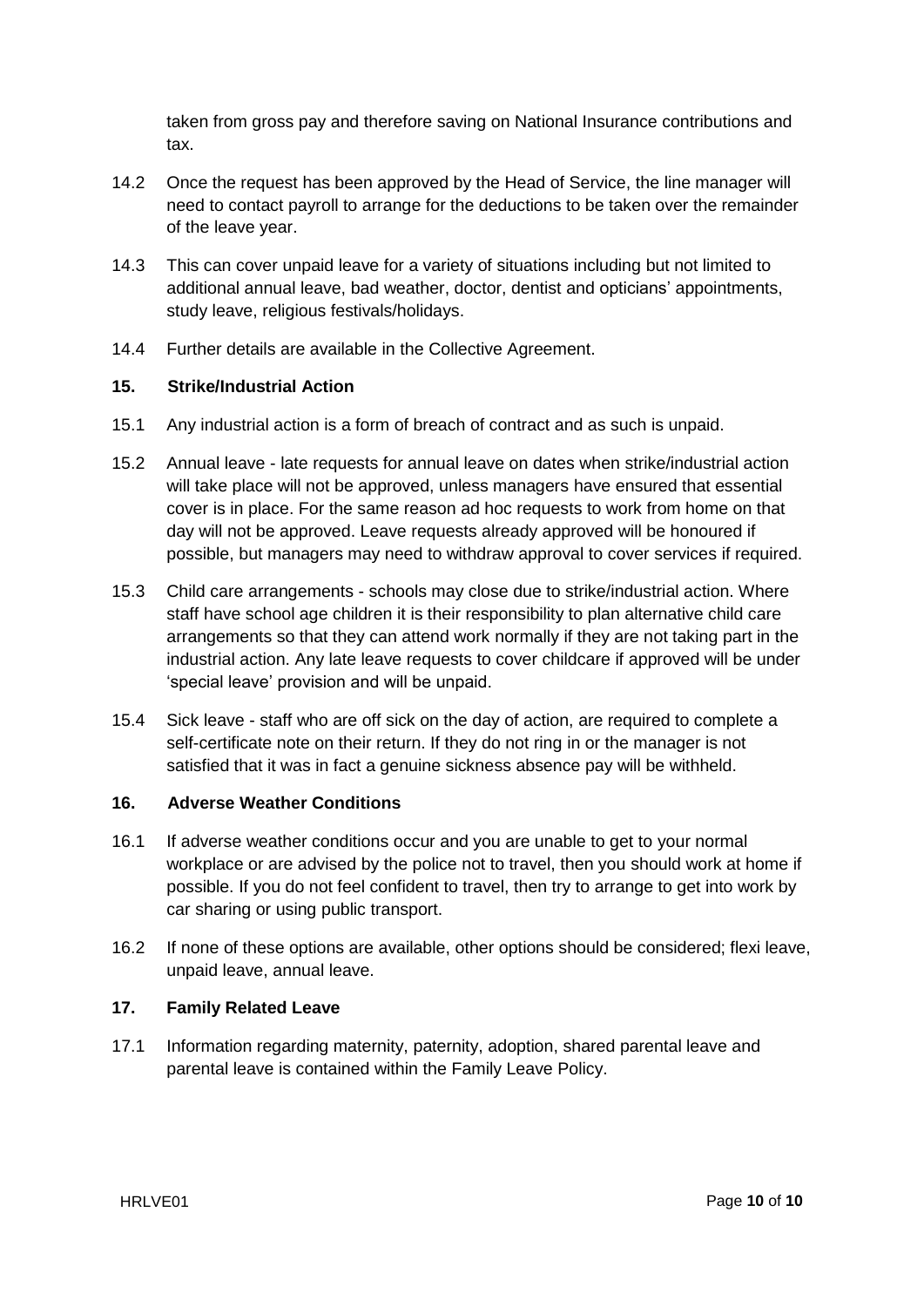taken from gross pay and therefore saving on National Insurance contributions and tax.

14.2 Once the request has been approved by the Head of Service, the line manager will need to contact payroll to arrange for the deductions to be taken over the remainder of the leave year.

14.3 This can cover unpaid leave for a variety of situations including but not limited to additional annual leave, bad weather, doctor, dentist and opticians' appointments, study leave, religious festivals/holidays.

14.4 Further details are available in the Collective Agreement.

## 15. Strike/Industrial Action

15.1 Any industrial action is a form of breach of contract and as such is unpaid.

15.2 Annual leave - late requests for annual leave on dates when strike/industrial action will take place will not be approved, unless managers have ensured that essential cover is in place. For the same reason ad hoc requests to work from home on that day will not be approved. Leave requests already approved will be honoured if possible, but managers may need to withdraw approval to cover services if required.

15.3 Child care arrangements - schools may close due to strike/industrial action. Where staff have school age children it is their responsibility to plan alternative child care arrangements so that they can attend work normally if they are not taking part in the industrial action. Any late leave requests to cover childcare if approved will be under 'special leave' provision and will be unpaid.

15.4 Sick leave - staff who are off sick on the day of action, are required to complete a self-certificate note on their return. If they do not ring in or the manager is not satisfied that it was in fact a genuine sickness absence pay will be withheld.

## 16. Adverse Weather Conditions

16.1 If adverse weather conditions occur and you are unable to get to your normal workplace or are advised by the police not to travel, then you should work at home if possible. If you do not feel confident to travel, then try to arrange to get into work by car sharing or using public transport.

16.2 If none of these options are available, other options should be considered; flexi leave, unpaid leave, annual leave.

## 17. Family Related Leave

17.1 Information regarding maternity, paternity, adoption, shared parental leave and parental leave is contained within the Family Leave Policy.